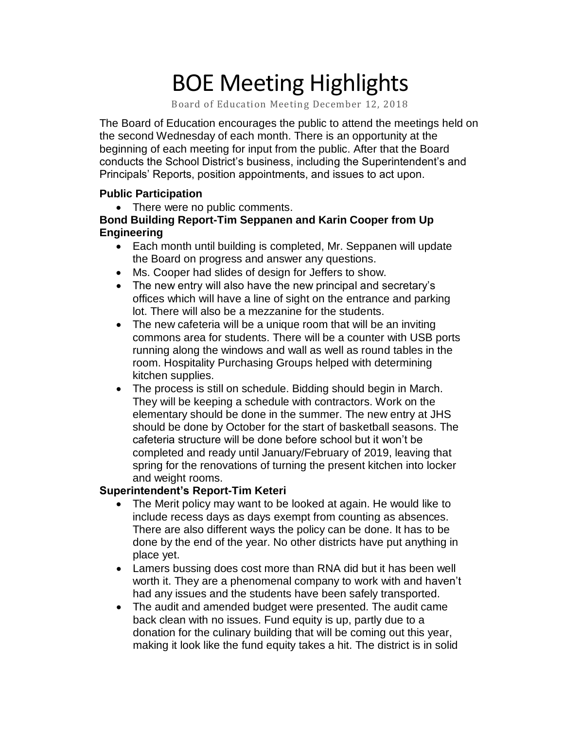# BOE Meeting Highlights

Board of Education Meeting December 12, 2018

The Board of Education encourages the public to attend the meetings held on the second Wednesday of each month. There is an opportunity at the beginning of each meeting for input from the public. After that the Board conducts the School District's business, including the Superintendent's and Principals' Reports, position appointments, and issues to act upon.

**Public Participation**

- There were no public comments.

**Bond Building Report-Tim Seppanen and Karin Cooper from Up Engineering**

- Each month until building is completed, Mr. Seppanen will update the Board on progress and answer any questions.
- Ms. Cooper had slides of design for Jeffers to show.
- The new entry will also have the new principal and secretary's offices which will have a line of sight on the entrance and parking lot. There will also be a mezzanine for the students.
- The new cafeteria will be a unique room that will be an inviting commons area for students. There will be a counter with USB ports running along the windows and wall as well as round tables in the room. Hospitality Purchasing Groups helped with determining kitchen supplies.
- The process is still on schedule. Bidding should begin in March. They will be keeping a schedule with contractors. Work on the elementary should be done in the summer. The new entry at JHS should be done by October for the start of basketball seasons. The cafeteria structure will be done before school but it won't be completed and ready until January/February of 2019, leaving that spring for the renovations of turning the present kitchen into locker and weight rooms.

**Superintendent's Report-Tim Keteri**

- The Merit policy may want to be looked at again. He would like to include recess days as days exempt from counting as absences. There are also different ways the policy can be done. It has to be done by the end of the year. No other districts have put anything in place yet.
- Lamers bussing does cost more than RNA did but it has been well worth it. They are a phenomenal company to work with and haven't had any issues and the students have been safely transported.
- The audit and amended budget were presented. The audit came back clean with no issues. Fund equity is up, partly due to a donation for the culinary building that will be coming out this year, making it look like the fund equity takes a hit. The district is in solid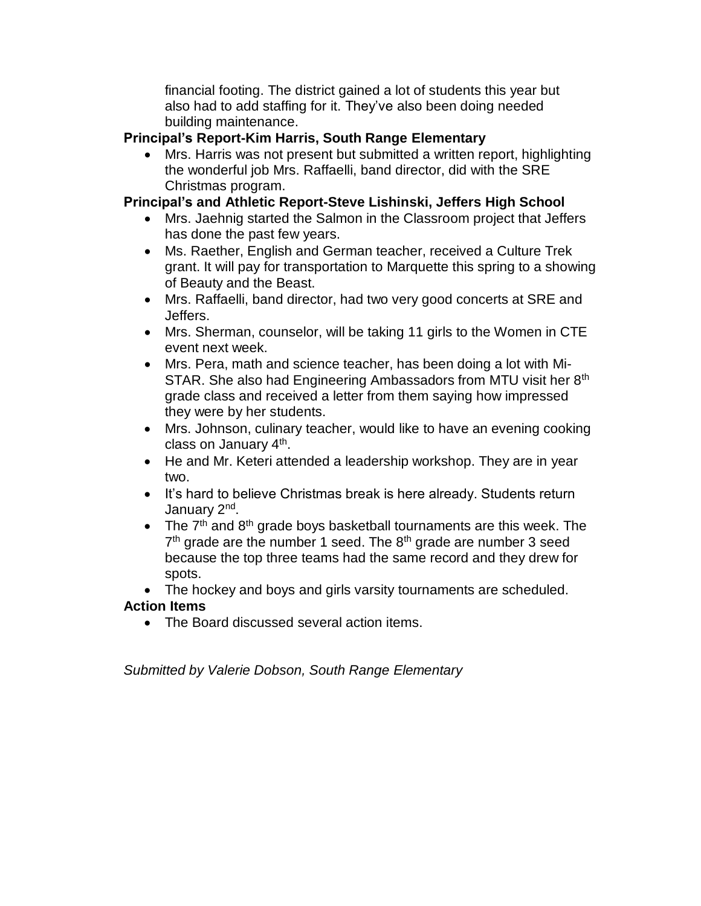financial footing. The district gained a lot of students this year but also had to add staffing for it. They've also been doing needed building maintenance.

**Principal's Report-Kim Harris, South Range Elementary**

- Mrs. Harris was not present but submitted a written report, highlighting the wonderful job Mrs. Raffaelli, band director, did with the SRE Christmas program.

**Principal's and Athletic Report-Steve Lishinski, Jeffers High School**

- Mrs. Jaehnig started the Salmon in the Classroom project that Jeffers has done the past few years.
- Ms. Raether, English and German teacher, received a Culture Trek grant. It will pay for transportation to Marquette this spring to a showing of Beauty and the Beast.
- Mrs. Raffaelli, band director, had two very good concerts at SRE and Jeffers.
- Mrs. Sherman, counselor, will be taking 11 girls to the Women in CTE event next week.
- Mrs. Pera, math and science teacher, has been doing a lot with Mi-STAR. She also had Engineering Ambassadors from MTU visit her 8th grade class and received a letter from them saying how impressed they were by her students.
- Mrs. Johnson, culinary teacher, would like to have an evening cooking class on January 4th.
- He and Mr. Keteri attended a leadership workshop. They are in year two.
- It's hard to believe Christmas break is here already. Students return January 2nd.
- The 7th and 8th grade boys basketball tournaments are this week. The 7th grade are the number 1 seed. The 8th grade are number 3 seed because the top three teams had the same record and they drew for spots.
- The hockey and boys and girls varsity tournaments are scheduled.

**Action Items**

- The Board discussed several action items.

*Submitted by Valerie Dobson, South Range Elementary*